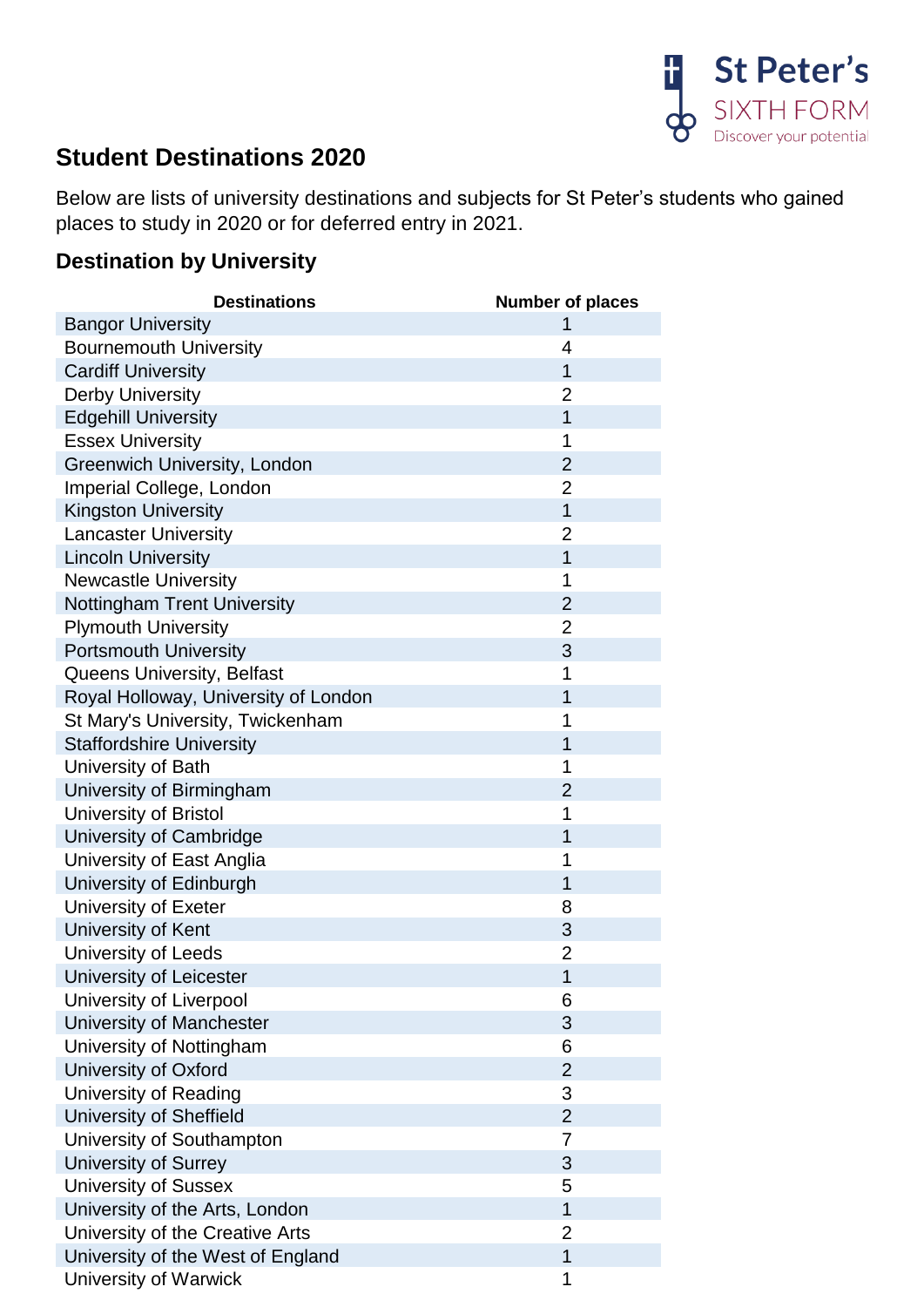St Peter's SIXTH FORM Discover your potential

## Student Destinations 2020

Below are lists of university destinations and subjects for St Peter's students who gained places to study in 2020 or for deferred entry in 2021.

### Destination by University

| Destinations | Number of places |
|---|---|
| Bangor University | 1 |
| Bournemouth University | 4 |
| Cardiff University | 1 |
| Derby University | 2 |
| Edgehill University | 1 |
| Essex University | 1 |
| Greenwich University, London | 2 |
| Imperial College, London | 2 |
| Kingston University | 1 |
| Lancaster University | 2 |
| Lincoln University | 1 |
| Newcastle University | 1 |
| Nottingham Trent University | 2 |
| Plymouth University | 2 |
| Portsmouth University | 3 |
| Queens University, Belfast | 1 |
| Royal Holloway, University of London | 1 |
| St Mary's University, Twickenham | 1 |
| Staffordshire University | 1 |
| University of Bath | 1 |
| University of Birmingham | 2 |
| University of Bristol | 1 |
| University of Cambridge | 1 |
| University of East Anglia | 1 |
| University of Edinburgh | 1 |
| University of Exeter | 8 |
| University of Kent | 3 |
| University of Leeds | 2 |
| University of Leicester | 1 |
| University of Liverpool | 6 |
| University of Manchester | 3 |
| University of Nottingham | 6 |
| University of Oxford | 2 |
| University of Reading | 3 |
| University of Sheffield | 2 |
| University of Southampton | 7 |
| University of Surrey | 3 |
| University of Sussex | 5 |
| University of the Arts, London | 1 |
| University of the Creative Arts | 2 |
| University of the West of England | 1 |
| University of Warwick | 1 |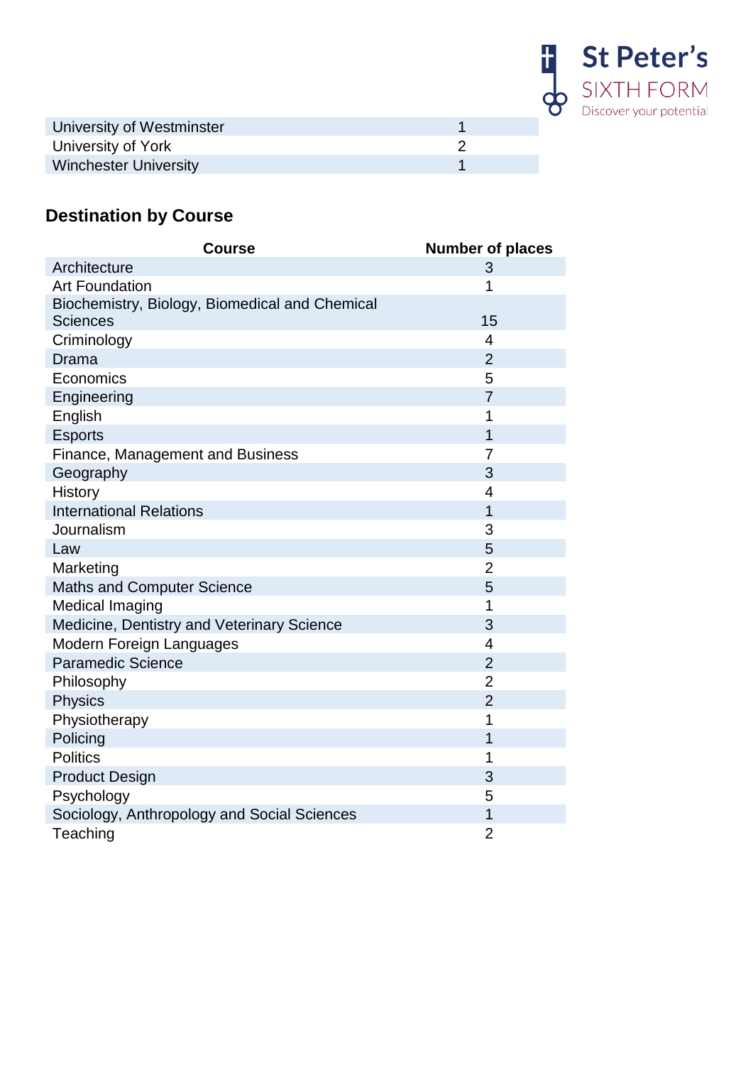| | |
|---|---|
| University of Westminster | 1 |
| University of York | 2 |
| Winchester University | 1 |

## Destination by Course

| Course | Number of places |
|---|---|
| Architecture | 3 |
| Art Foundation | 1 |
| Biochemistry, Biology, Biomedical and Chemical Sciences | 15 |
| Criminology | 4 |
| Drama | 2 |
| Economics | 5 |
| Engineering | 7 |
| English | 1 |
| Esports | 1 |
| Finance, Management and Business | 7 |
| Geography | 3 |
| History | 4 |
| International Relations | 1 |
| Journalism | 3 |
| Law | 5 |
| Marketing | 2 |
| Maths and Computer Science | 5 |
| Medical Imaging | 1 |
| Medicine, Dentistry and Veterinary Science | 3 |
| Modern Foreign Languages | 4 |
| Paramedic Science | 2 |
| Philosophy | 2 |
| Physics | 2 |
| Physiotherapy | 1 |
| Policing | 1 |
| Politics | 1 |
| Product Design | 3 |
| Psychology | 5 |
| Sociology, Anthropology and Social Sciences | 1 |
| Teaching | 2 |